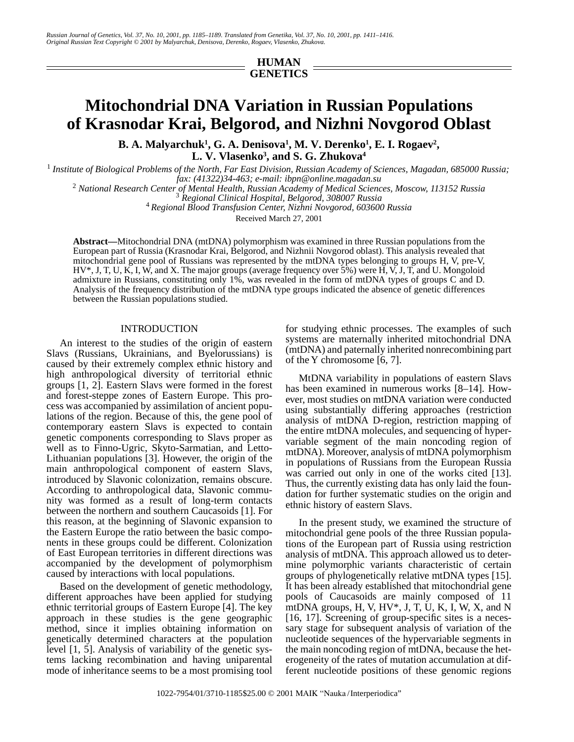HUMAN GENETICS

# Mitochondrial DNA Variation in Russian Populations of Krasnodar Krai, Belgorod, and Nizhni Novgorod Oblast

**B. A. Malyarchuk[1], G. A. Denisova[1], M. V. Derenko[1], E. I. Rogaev[2], L. V. Vlasenko[3], and S. G. Zhukova[4]**

[1] *Institute of Biological Problems of the North, Far East Division, Russian Academy of Sciences, Magadan, 685000 Russia; fax: (41322)34-463; e-mail: ibpn@online.magadan.su*

[2] *National Research Center of Mental Health, Russian Academy of Medical Sciences, Moscow, 113152 Russia*

[3] *Regional Clinical Hospital, Belgorod, 308007 Russia*

[4] *Regional Blood Transfusion Center, Nizhni Novgorod, 603600 Russia*

Received March 27, 2001

**Abstract**—Mitochondrial DNA (mtDNA) polymorphism was examined in three Russian populations from the European part of Russia (Krasnodar Krai, Belgorod, and Nizhnii Novgorod oblast). This analysis revealed that mitochondrial gene pool of Russians was represented by the mtDNA types belonging to groups H, V, pre-V, HV*, J, T, U, K, I, W, and X. The major groups (average frequency over 5%) were H, V, J, T, and U. Mongoloid admixture in Russians, constituting only 1%, was revealed in the form of mtDNA types of groups C and D. Analysis of the frequency distribution of the mtDNA type groups indicated the absence of genetic differences between the Russian populations studied.

## INTRODUCTION

An interest to the studies of the origin of eastern Slavs (Russians, Ukrainians, and Byelorussians) is caused by their extremely complex ethnic history and high anthropological diversity of territorial ethnic groups [1, 2]. Eastern Slavs were formed in the forest and forest-steppe zones of Eastern Europe. This process was accompanied by assimilation of ancient populations of the region. Because of this, the gene pool of contemporary eastern Slavs is expected to contain genetic components corresponding to Slavs proper as well as to Finno-Ugric, Skyto-Sarmatian, and Letto-Lithuanian populations [3]. However, the origin of the main anthropological component of eastern Slavs, introduced by Slavonic colonization, remains obscure. According to anthropological data, Slavonic community was formed as a result of long-term contacts between the northern and southern Caucasoids [1]. For this reason, at the beginning of Slavonic expansion to the Eastern Europe the ratio between the basic components in these groups could be different. Colonization of East European territories in different directions was accompanied by the development of polymorphism caused by interactions with local populations.

Based on the development of genetic methodology, different approaches have been applied for studying ethnic territorial groups of Eastern Europe [4]. The key approach in these studies is the gene geographic method, since it implies obtaining information on genetically determined characters at the population level [1, 5]. Analysis of variability of the genetic systems lacking recombination and having uniparental mode of inheritance seems to be a most promising tool for studying ethnic processes. The examples of such systems are maternally inherited mitochondrial DNA (mtDNA) and paternally inherited nonrecombining part of the Y chromosome [6, 7].

MtDNA variability in populations of eastern Slavs has been examined in numerous works [8–14]. However, most studies on mtDNA variation were conducted using substantially differing approaches (restriction analysis of mtDNA D-region, restriction mapping of the entire mtDNA molecules, and sequencing of hypervariable segment of the main noncoding region of mtDNA). Moreover, analysis of mtDNA polymorphism in populations of Russians from the European Russia was carried out only in one of the works cited [13]. Thus, the currently existing data has only laid the foundation for further systematic studies on the origin and ethnic history of eastern Slavs.

In the present study, we examined the structure of mitochondrial gene pools of the three Russian populations of the European part of Russia using restriction analysis of mtDNA. This approach allowed us to determine polymorphic variants characteristic of certain groups of phylogenetically relative mtDNA types [15]. It has been already established that mitochondrial gene pools of Caucasoids are mainly composed of 11 mtDNA groups, H, V, HV*, J, T, U, K, I, W, X, and N [16, 17]. Screening of group-specific sites is a necessary stage for subsequent analysis of variation of the nucleotide sequences of the hypervariable segments in the main noncoding region of mtDNA, because the heterogeneity of the rates of mutation accumulation at different nucleotide positions of these genomic regions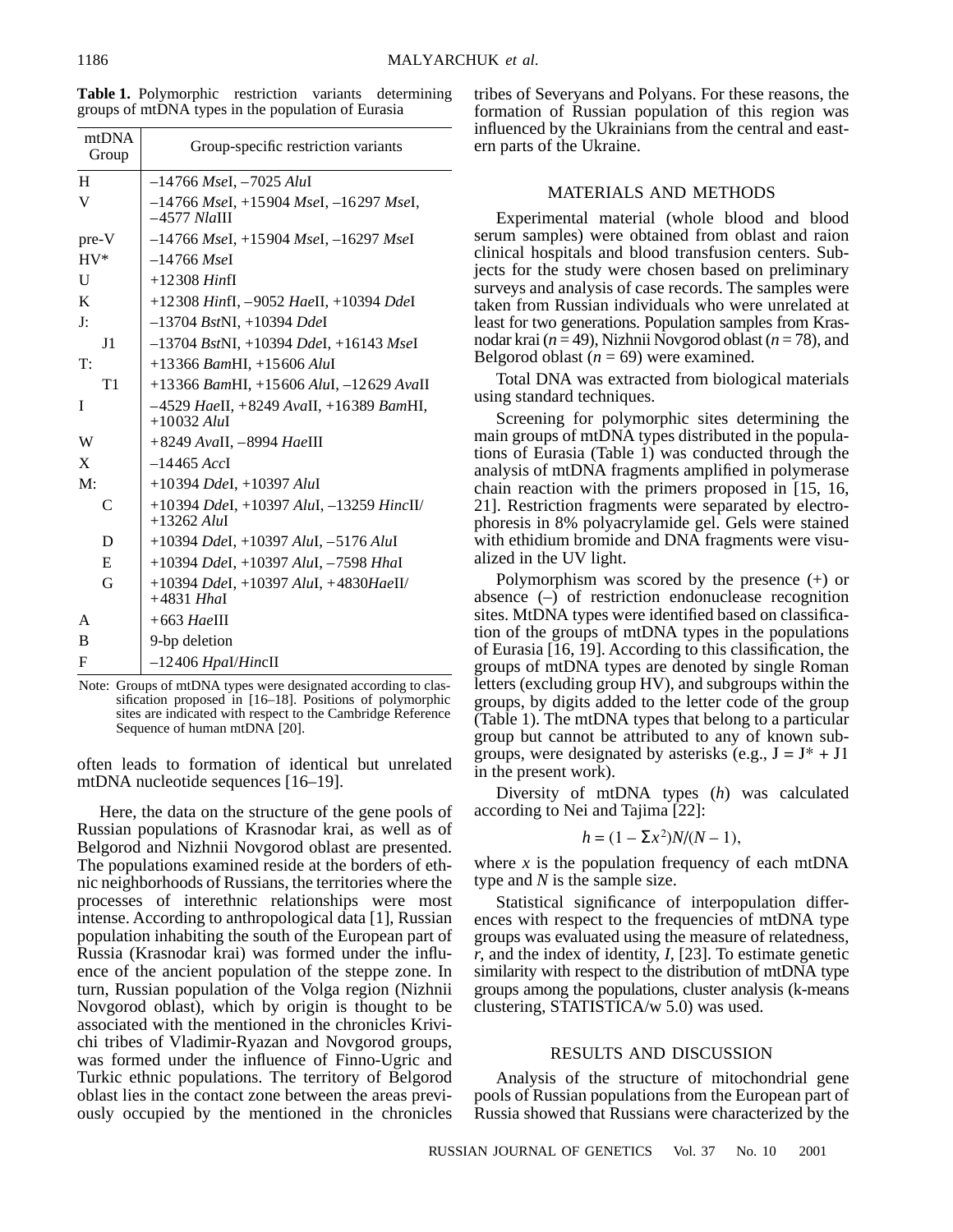**Table 1.** Polymorphic restriction variants determining groups of mtDNA types in the population of Eurasia

| mtDNA Group | Group-specific restriction variants |
|---|---|
| H | –14766 *Mse*I, –7025 *Alu*I |
| V | –14766 *Mse*I, +15904 *Mse*I, –16297 *Mse*I, –4577 *Nla*III |
| pre-V | –14766 *Mse*I, +15904 *Mse*I, –16297 *Mse*I |
| HV* | –14766 *Mse*I |
| U | +12308 *Hin*fI |
| K | +12308 *Hin*fI, –9052 *Hae*II, +10394 *Dde*I |
| J: | –13704 *Bst*NI, +10394 *Dde*I |
| J1 | –13704 *Bst*NI, +10394 *Dde*I, +16143 *Mse*I |
| T: | +13366 *Bam*HI, +15606 *Alu*I |
| T1 | +13366 *Bam*HI, +15606 *Alu*I, –12629 *Ava*II |
| I | –4529 *Hae*II, +8249 *Ava*II, +16389 *Bam*HI, +10032 *Alu*I |
| W | +8249 *Ava*II, –8994 *Hae*III |
| X | –14465 *Acc*I |
| M: | +10394 *Dde*I, +10397 *Alu*I |
| C | +10394 *Dde*I, +10397 *Alu*I, –13259 *Hinc*II/+13262 *Alu*I |
| D | +10394 *Dde*I, +10397 *Alu*I, –5176 *Alu*I |
| E | +10394 *Dde*I, +10397 *Alu*I, –7598 *Hha*I |
| G | +10394 *Dde*I, +10397 *Alu*I, +4830*Hae*II/+4831 *Hha*I |
| A | +663 *Hae*III |
| B | 9-bp deletion |
| F | –12406 *Hpa*I/*Hinc*II |

Note: Groups of mtDNA types were designated according to classification proposed in [16–18]. Positions of polymorphic sites are indicated with respect to the Cambridge Reference Sequence of human mtDNA [20].

often leads to formation of identical but unrelated mtDNA nucleotide sequences [16–19].

Here, the data on the structure of the gene pools of Russian populations of Krasnodar krai, as well as of Belgorod and Nizhnii Novgorod oblast are presented. The populations examined reside at the borders of ethnic neighborhoods of Russians, the territories where the processes of interethnic relationships were most intense. According to anthropological data [1], Russian population inhabiting the south of the European part of Russia (Krasnodar krai) was formed under the influence of the ancient population of the steppe zone. In turn, Russian population of the Volga region (Nizhnii Novgorod oblast), which by origin is thought to be associated with the mentioned in the chronicles Krivichi tribes of Vladimir-Ryazan and Novgorod groups, was formed under the influence of Finno-Ugric and Turkic ethnic populations. The territory of Belgorod oblast lies in the contact zone between the areas previously occupied by the mentioned in the chronicles tribes of Severyans and Polyans. For these reasons, the formation of Russian population of this region was influenced by the Ukrainians from the central and eastern parts of the Ukraine.

## MATERIALS AND METHODS

Experimental material (whole blood and blood serum samples) were obtained from oblast and raion clinical hospitals and blood transfusion centers. Subjects for the study were chosen based on preliminary surveys and analysis of case records. The samples were taken from Russian individuals who were unrelated at least for two generations. Population samples from Krasnodar krai ($n = 49$), Nizhnii Novgorod oblast ($n = 78$), and Belgorod oblast ($n = 69$) were examined.

Total DNA was extracted from biological materials using standard techniques.

Screening for polymorphic sites determining the main groups of mtDNA types distributed in the populations of Eurasia (Table 1) was conducted through the analysis of mtDNA fragments amplified in polymerase chain reaction with the primers proposed in [15, 16, 21]. Restriction fragments were separated by electrophoresis in 8% polyacrylamide gel. Gels were stained with ethidium bromide and DNA fragments were visualized in the UV light.

Polymorphism was scored by the presence (+) or absence (–) of restriction endonuclease recognition sites. MtDNA types were identified based on classification of the groups of mtDNA types in the populations of Eurasia [16, 19]. According to this classification, the groups of mtDNA types are denoted by single Roman letters (excluding group HV), and subgroups within the groups, by digits added to the letter code of the group (Table 1). The mtDNA types that belong to a particular group but cannot be attributed to any of known subgroups, were designated by asterisks (e.g., J = J* + J1 in the present work).

Diversity of mtDNA types ($h$) was calculated according to Nei and Tajima [22]:

$$h = (1 - \Sigma x^2)N/(N - 1),$$

where $x$ is the population frequency of each mtDNA type and $N$ is the sample size.

Statistical significance of interpopulation differences with respect to the frequencies of mtDNA type groups was evaluated using the measure of relatedness, $r$, and the index of identity, $I$, [23]. To estimate genetic similarity with respect to the distribution of mtDNA type groups among the populations, cluster analysis (k-means clustering, STATISTICA/w 5.0) was used.

## RESULTS AND DISCUSSION

Analysis of the structure of mitochondrial gene pools of Russian populations from the European part of Russia showed that Russians were characterized by the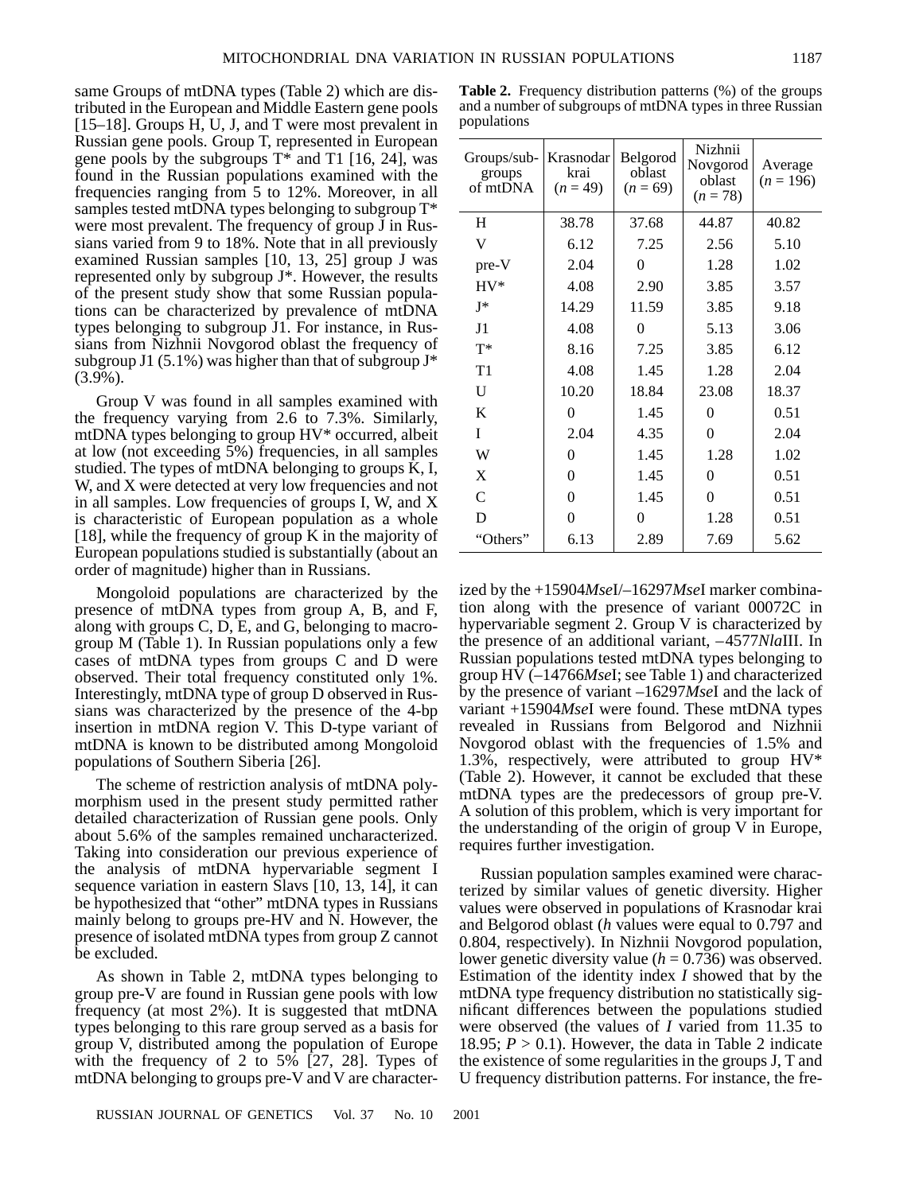same Groups of mtDNA types (Table 2) which are distributed in the European and Middle Eastern gene pools [15–18]. Groups H, U, J, and T were most prevalent in Russian gene pools. Group T, represented in European gene pools by the subgroups T* and T1 [16, 24], was found in the Russian populations examined with the frequencies ranging from 5 to 12%. Moreover, in all samples tested mtDNA types belonging to subgroup T* were most prevalent. The frequency of group J in Russians varied from 9 to 18%. Note that in all previously examined Russian samples [10, 13, 25] group J was represented only by subgroup J*. However, the results of the present study show that some Russian populations can be characterized by prevalence of mtDNA types belonging to subgroup J1. For instance, in Russians from Nizhnii Novgorod oblast the frequency of subgroup J1 (5.1%) was higher than that of subgroup J* (3.9%).

Group V was found in all samples examined with the frequency varying from 2.6 to 7.3%. Similarly, mtDNA types belonging to group HV* occurred, albeit at low (not exceeding 5%) frequencies, in all samples studied. The types of mtDNA belonging to groups K, I, W, and X were detected at very low frequencies and not in all samples. Low frequencies of groups I, W, and X is characteristic of European population as a whole [18], while the frequency of group K in the majority of European populations studied is substantially (about an order of magnitude) higher than in Russians.

Mongoloid populations are characterized by the presence of mtDNA types from group A, B, and F, along with groups C, D, E, and G, belonging to macrogroup M (Table 1). In Russian populations only a few cases of mtDNA types from groups C and D were observed. Their total frequency constituted only 1%. Interestingly, mtDNA type of group D observed in Russians was characterized by the presence of the 4-bp insertion in mtDNA region V. This D-type variant of mtDNA is known to be distributed among Mongoloid populations of Southern Siberia [26].

The scheme of restriction analysis of mtDNA polymorphism used in the present study permitted rather detailed characterization of Russian gene pools. Only about 5.6% of the samples remained uncharacterized. Taking into consideration our previous experience of the analysis of mtDNA hypervariable segment I sequence variation in eastern Slavs [10, 13, 14], it can be hypothesized that "other" mtDNA types in Russians mainly belong to groups pre-HV and N. However, the presence of isolated mtDNA types from group Z cannot be excluded.

As shown in Table 2, mtDNA types belonging to group pre-V are found in Russian gene pools with low frequency (at most 2%). It is suggested that mtDNA types belonging to this rare group served as a basis for group V, distributed among the population of Europe with the frequency of 2 to 5% [27, 28]. Types of mtDNA belonging to groups pre-V and V are characterized by the +15904*Mse*I/–16297*Mse*I marker combination along with the presence of variant 00072C in hypervariable segment 2. Group V is characterized by the presence of an additional variant, –4577*Nla*III. In Russian populations tested mtDNA types belonging to group HV (–14766*Mse*I; see Table 1) and characterized by the presence of variant –16297*Mse*I and the lack of variant +15904*Mse*I were found. These mtDNA types revealed in Russians from Belgorod and Nizhnii Novgorod oblast with the frequencies of 1.5% and 1.3%, respectively, were attributed to group HV* (Table 2). However, it cannot be excluded that these mtDNA types are the predecessors of group pre-V. A solution of this problem, which is very important for the understanding of the origin of group V in Europe, requires further investigation.

**Table 2.** Frequency distribution patterns (%) of the groups and a number of subgroups of mtDNA types in three Russian populations

| Groups/subgroups of mtDNA | Krasnodar krai ($n = 49$) | Belgorod oblast ($n = 69$) | Nizhnii Novgorod oblast ($n = 78$) | Average ($n = 196$) |
|---|---|---|---|---|
| H | 38.78 | 37.68 | 44.87 | 40.82 |
| V | 6.12 | 7.25 | 2.56 | 5.10 |
| pre-V | 2.04 | 0 | 1.28 | 1.02 |
| HV* | 4.08 | 2.90 | 3.85 | 3.57 |
| J* | 14.29 | 11.59 | 3.85 | 9.18 |
| J1 | 4.08 | 0 | 5.13 | 3.06 |
| T* | 8.16 | 7.25 | 3.85 | 6.12 |
| T1 | 4.08 | 1.45 | 1.28 | 2.04 |
| U | 10.20 | 18.84 | 23.08 | 18.37 |
| K | 0 | 1.45 | 0 | 0.51 |
| I | 2.04 | 4.35 | 0 | 2.04 |
| W | 0 | 1.45 | 1.28 | 1.02 |
| X | 0 | 1.45 | 0 | 0.51 |
| C | 0 | 1.45 | 0 | 0.51 |
| D | 0 | 0 | 1.28 | 0.51 |
| "Others" | 6.13 | 2.89 | 7.69 | 5.62 |

Russian population samples examined were characterized by similar values of genetic diversity. Higher values were observed in populations of Krasnodar krai and Belgorod oblast ($h$ values were equal to 0.797 and 0.804, respectively). In Nizhnii Novgorod population, lower genetic diversity value ($h = 0.736$) was observed. Estimation of the identity index $I$ showed that by the mtDNA type frequency distribution no statistically significant differences between the populations studied were observed (the values of $I$ varied from 11.35 to 18.95; $P > 0.1$). However, the data in Table 2 indicate the existence of some regularities in the groups J, T and U frequency distribution patterns. For instance, the fre-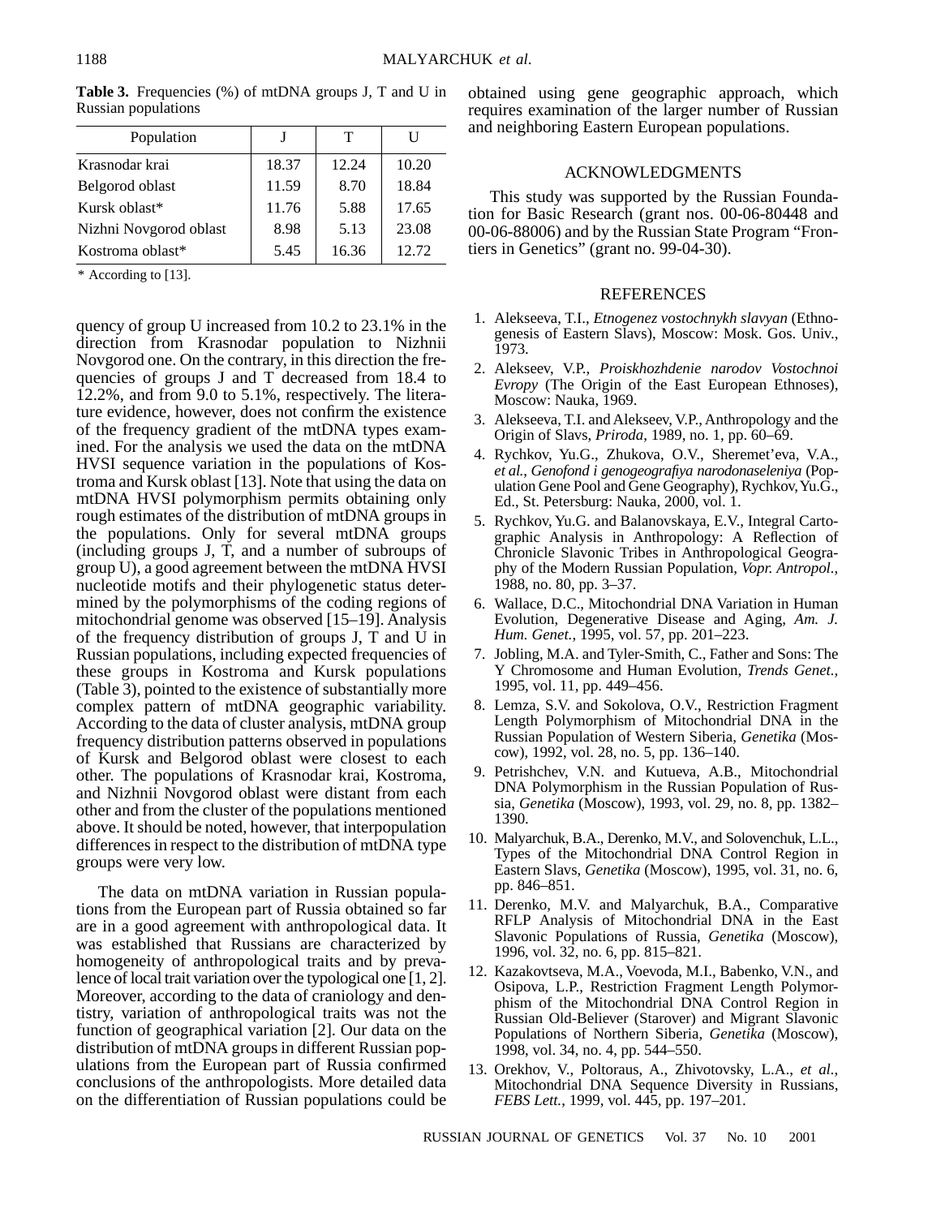**Table 3.** Frequencies (%) of mtDNA groups J, T and U in Russian populations

| Population | J | T | U |
|---|---|---|---|
| Krasnodar krai | 18.37 | 12.24 | 10.20 |
| Belgorod oblast | 11.59 | 8.70 | 18.84 |
| Kursk oblast* | 11.76 | 5.88 | 17.65 |
| Nizhni Novgorod oblast | 8.98 | 5.13 | 23.08 |
| Kostroma oblast* | 5.45 | 16.36 | 12.72 |

\* According to [13].

quency of group U increased from 10.2 to 23.1% in the direction from Krasnodar population to Nizhnii Novgorod one. On the contrary, in this direction the frequencies of groups J and T decreased from 18.4 to 12.2%, and from 9.0 to 5.1%, respectively. The literature evidence, however, does not confirm the existence of the frequency gradient of the mtDNA types examined. For the analysis we used the data on the mtDNA HVSI sequence variation in the populations of Kostroma and Kursk oblast [13]. Note that using the data on mtDNA HVSI polymorphism permits obtaining only rough estimates of the distribution of mtDNA groups in the populations. Only for several mtDNA groups (including groups J, T, and a number of subroups of group U), a good agreement between the mtDNA HVSI nucleotide motifs and their phylogenetic status determined by the polymorphisms of the coding regions of mitochondrial genome was observed [15–19]. Analysis of the frequency distribution of groups J, T and U in Russian populations, including expected frequencies of these groups in Kostroma and Kursk populations (Table 3), pointed to the existence of substantially more complex pattern of mtDNA geographic variability. According to the data of cluster analysis, mtDNA group frequency distribution patterns observed in populations of Kursk and Belgorod oblast were closest to each other. The populations of Krasnodar krai, Kostroma, and Nizhnii Novgorod oblast were distant from each other and from the cluster of the populations mentioned above. It should be noted, however, that interpopulation differences in respect to the distribution of mtDNA type groups were very low.

The data on mtDNA variation in Russian populations from the European part of Russia obtained so far are in a good agreement with anthropological data. It was established that Russians are characterized by homogeneity of anthropological traits and by prevalence of local trait variation over the typological one [1, 2]. Moreover, according to the data of craniology and dentistry, variation of anthropological traits was not the function of geographical variation [2]. Our data on the distribution of mtDNA groups in different Russian populations from the European part of Russia confirmed conclusions of the anthropologists. More detailed data on the differentiation of Russian populations could be obtained using gene geographic approach, which requires examination of the larger number of Russian and neighboring Eastern European populations.

## ACKNOWLEDGMENTS

This study was supported by the Russian Foundation for Basic Research (grant nos. 00-06-80448 and 00-06-88006) and by the Russian State Program "Frontiers in Genetics" (grant no. 99-04-30).

## REFERENCES

1. Alekseeva, T.I., *Etnogenez vostochnykh slavyan* (Ethnogenesis of Eastern Slavs), Moscow: Mosk. Gos. Univ., 1973.
2. Alekseev, V.P., *Proiskhozhdenie narodov Vostochnoi Evropy* (The Origin of the East European Ethnoses), Moscow: Nauka, 1969.
3. Alekseeva, T.I. and Alekseev, V.P., Anthropology and the Origin of Slavs, *Priroda*, 1989, no. 1, pp. 60–69.
4. Rychkov, Yu.G., Zhukova, O.V., Sheremet'eva, V.A., *et al.*, *Genofond i genogeografiya narodonaseleniya* (Population Gene Pool and Gene Geography), Rychkov, Yu.G., Ed., St. Petersburg: Nauka, 2000, vol. 1.
5. Rychkov, Yu.G. and Balanovskaya, E.V., Integral Cartographic Analysis in Anthropology: A Reflection of Chronicle Slavonic Tribes in Anthropological Geography of the Modern Russian Population, *Vopr. Antropol.*, 1988, no. 80, pp. 3–37.
6. Wallace, D.C., Mitochondrial DNA Variation in Human Evolution, Degenerative Disease and Aging, *Am. J. Hum. Genet.*, 1995, vol. 57, pp. 201–223.
7. Jobling, M.A. and Tyler-Smith, C., Father and Sons: The Y Chromosome and Human Evolution, *Trends Genet.*, 1995, vol. 11, pp. 449–456.
8. Lemza, S.V. and Sokolova, O.V., Restriction Fragment Length Polymorphism of Mitochondrial DNA in the Russian Population of Western Siberia, *Genetika* (Moscow), 1992, vol. 28, no. 5, pp. 136–140.
9. Petrishchev, V.N. and Kutueva, A.B., Mitochondrial DNA Polymorphism in the Russian Population of Russia, *Genetika* (Moscow), 1993, vol. 29, no. 8, pp. 1382–1390.
10. Malyarchuk, B.A., Derenko, M.V., and Solovenchuk, L.L., Types of the Mitochondrial DNA Control Region in Eastern Slavs, *Genetika* (Moscow), 1995, vol. 31, no. 6, pp. 846–851.
11. Derenko, M.V. and Malyarchuk, B.A., Comparative RFLP Analysis of Mitochondrial DNA in the East Slavonic Populations of Russia, *Genetika* (Moscow), 1996, vol. 32, no. 6, pp. 815–821.
12. Kazakovtseva, M.A., Voevoda, M.I., Babenko, V.N., and Osipova, L.P., Restriction Fragment Length Polymorphism of the Mitochondrial DNA Control Region in Russian Old-Believer (Starover) and Migrant Slavonic Populations of Northern Siberia, *Genetika* (Moscow), 1998, vol. 34, no. 4, pp. 544–550.
13. Orekhov, V., Poltoraus, A., Zhivotovsky, L.A., *et al.*, Mitochondrial DNA Sequence Diversity in Russians, *FEBS Lett.*, 1999, vol. 445, pp. 197–201.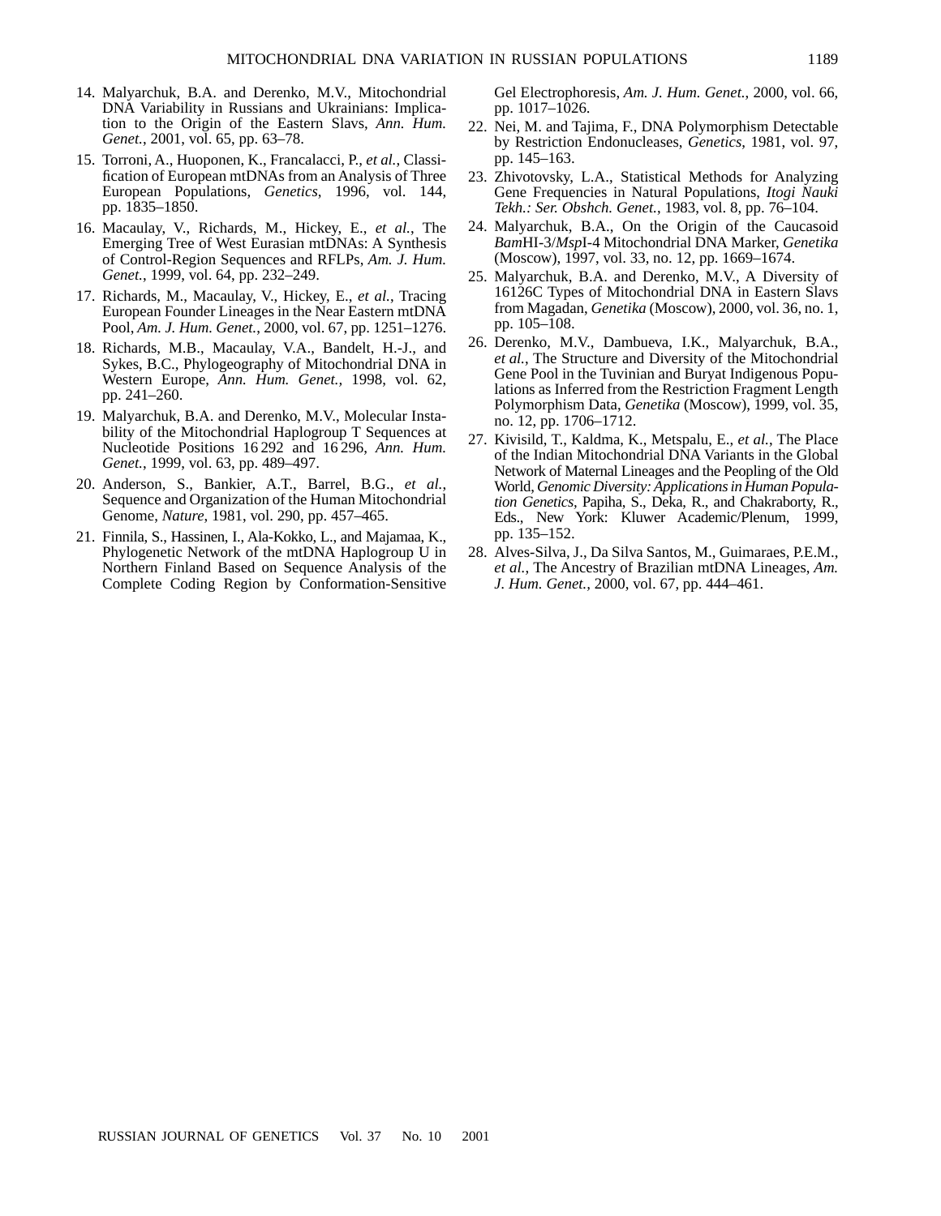14. Malyarchuk, B.A. and Derenko, M.V., Mitochondrial DNA Variability in Russians and Ukrainians: Implication to the Origin of the Eastern Slavs, *Ann. Hum. Genet.*, 2001, vol. 65, pp. 63–78.
15. Torroni, A., Huoponen, K., Francalacci, P., *et al.*, Classification of European mtDNAs from an Analysis of Three European Populations, *Genetics*, 1996, vol. 144, pp. 1835–1850.
16. Macaulay, V., Richards, M., Hickey, E., *et al.*, The Emerging Tree of West Eurasian mtDNAs: A Synthesis of Control-Region Sequences and RFLPs, *Am. J. Hum. Genet.*, 1999, vol. 64, pp. 232–249.
17. Richards, M., Macaulay, V., Hickey, E., *et al.*, Tracing European Founder Lineages in the Near Eastern mtDNA Pool, *Am. J. Hum. Genet.*, 2000, vol. 67, pp. 1251–1276.
18. Richards, M.B., Macaulay, V.A., Bandelt, H.-J., and Sykes, B.C., Phylogeography of Mitochondrial DNA in Western Europe, *Ann. Hum. Genet.*, 1998, vol. 62, pp. 241–260.
19. Malyarchuk, B.A. and Derenko, M.V., Molecular Instability of the Mitochondrial Haplogroup T Sequences at Nucleotide Positions 16 292 and 16 296, *Ann. Hum. Genet.*, 1999, vol. 63, pp. 489–497.
20. Anderson, S., Bankier, A.T., Barrel, B.G., *et al.*, Sequence and Organization of the Human Mitochondrial Genome, *Nature*, 1981, vol. 290, pp. 457–465.
21. Finnila, S., Hassinen, I., Ala-Kokko, L., and Majamaa, K., Phylogenetic Network of the mtDNA Haplogroup U in Northern Finland Based on Sequence Analysis of the Complete Coding Region by Conformation-Sensitive Gel Electrophoresis, *Am. J. Hum. Genet.*, 2000, vol. 66, pp. 1017–1026.
22. Nei, M. and Tajima, F., DNA Polymorphism Detectable by Restriction Endonucleases, *Genetics*, 1981, vol. 97, pp. 145–163.
23. Zhivotovsky, L.A., Statistical Methods for Analyzing Gene Frequencies in Natural Populations, *Itogi Nauki Tekh.: Ser. Obshch. Genet.*, 1983, vol. 8, pp. 76–104.
24. Malyarchuk, B.A., On the Origin of the Caucasoid *Bam*HI-3/*Msp*I-4 Mitochondrial DNA Marker, *Genetika* (Moscow), 1997, vol. 33, no. 12, pp. 1669–1674.
25. Malyarchuk, B.A. and Derenko, M.V., A Diversity of 16126C Types of Mitochondrial DNA in Eastern Slavs from Magadan, *Genetika* (Moscow), 2000, vol. 36, no. 1, pp. 105–108.
26. Derenko, M.V., Dambueva, I.K., Malyarchuk, B.A., *et al.*, The Structure and Diversity of the Mitochondrial Gene Pool in the Tuvinian and Buryat Indigenous Populations as Inferred from the Restriction Fragment Length Polymorphism Data, *Genetika* (Moscow), 1999, vol. 35, no. 12, pp. 1706–1712.
27. Kivisild, T., Kaldma, K., Metspalu, E., *et al.*, The Place of the Indian Mitochondrial DNA Variants in the Global Network of Maternal Lineages and the Peopling of the Old World, *Genomic Diversity: Applications in Human Population Genetics*, Papiha, S., Deka, R., and Chakraborty, R., Eds., New York: Kluwer Academic/Plenum, 1999, pp. 135–152.
28. Alves-Silva, J., Da Silva Santos, M., Guimaraes, P.E.M., *et al.*, The Ancestry of Brazilian mtDNA Lineages, *Am. J. Hum. Genet.*, 2000, vol. 67, pp. 444–461.